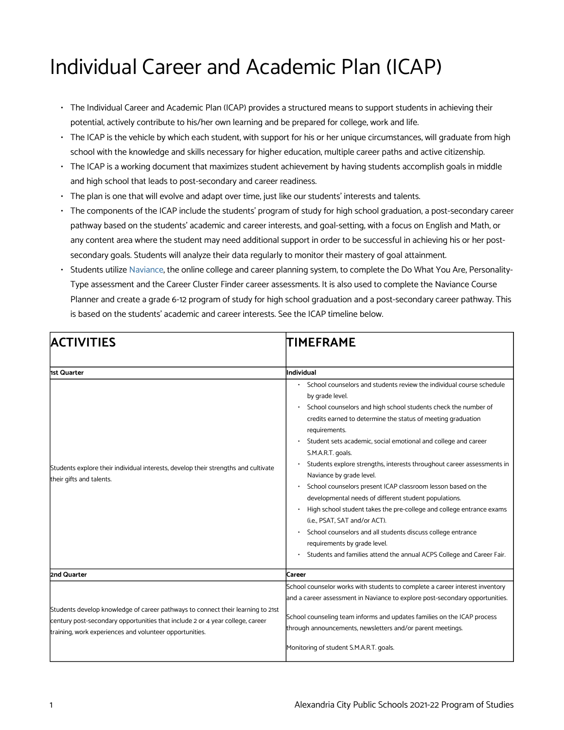# Individual Career and Academic Plan (ICAP)

- The Individual Career and Academic Plan (ICAP) provides a structured means to support students in achieving their potential, actively contribute to his/her own learning and be prepared for college, work and life.
- The ICAP is the vehicle by which each student, with support for his or her unique circumstances, will graduate from high school with the knowledge and skills necessary for higher education, multiple career paths and active citizenship.
- The ICAP is a working document that maximizes student achievement by having students accomplish goals in middle and high school that leads to post-secondary and career readiness.
- The plan is one that will evolve and adapt over time, just like our students' interests and talents.
- The components of the ICAP include the students' program of study for high school graduation, a post-secondary career pathway based on the students' academic and career interests, and goal-setting, with a focus on English and Math, or any content area where the student may need additional support in order to be successful in achieving his or her post-secondary goals. Students will analyze their data regularly to monitor their mastery of goal attainment.
- Students utilize Naviance, the online college and career planning system, to complete the Do What You Are, Personality-Type assessment and the Career Cluster Finder career assessments. It is also used to complete the Naviance Course Planner and create a grade 6-12 program of study for high school graduation and a post-secondary career pathway. This is based on the students' academic and career interests. See the ICAP timeline below.

| ACTIVITIES | TIMEFRAME |
|---|---|
| **1st Quarter** | **Individual** |
| Students explore their individual interests, develop their strengths and cultivate their gifts and talents. | • School counselors and students review the individual course schedule by grade level.<br>• School counselors and high school students check the number of credits earned to determine the status of meeting graduation requirements.<br>• Student sets academic, social emotional and college and career S.M.A.R.T. goals.<br>• Students explore strengths, interests throughout career assessments in Naviance by grade level.<br>• School counselors present ICAP classroom lesson based on the developmental needs of different student populations.<br>• High school student takes the pre-college and college entrance exams (i.e., PSAT, SAT and/or ACT).<br>• School counselors and all students discuss college entrance requirements by grade level.<br>• Students and families attend the annual ACPS College and Career Fair. |
| **2nd Quarter** | **Career** |
| Students develop knowledge of career pathways to connect their learning to 21st century post-secondary opportunities that include 2 or 4 year college, career training, work experiences and volunteer opportunities. | School counselor works with students to complete a career interest inventory and a career assessment in Naviance to explore post-secondary opportunities.<br><br>School counseling team informs and updates families on the ICAP process through announcements, newsletters and/or parent meetings.<br><br>Monitoring of student S.M.A.R.T. goals. |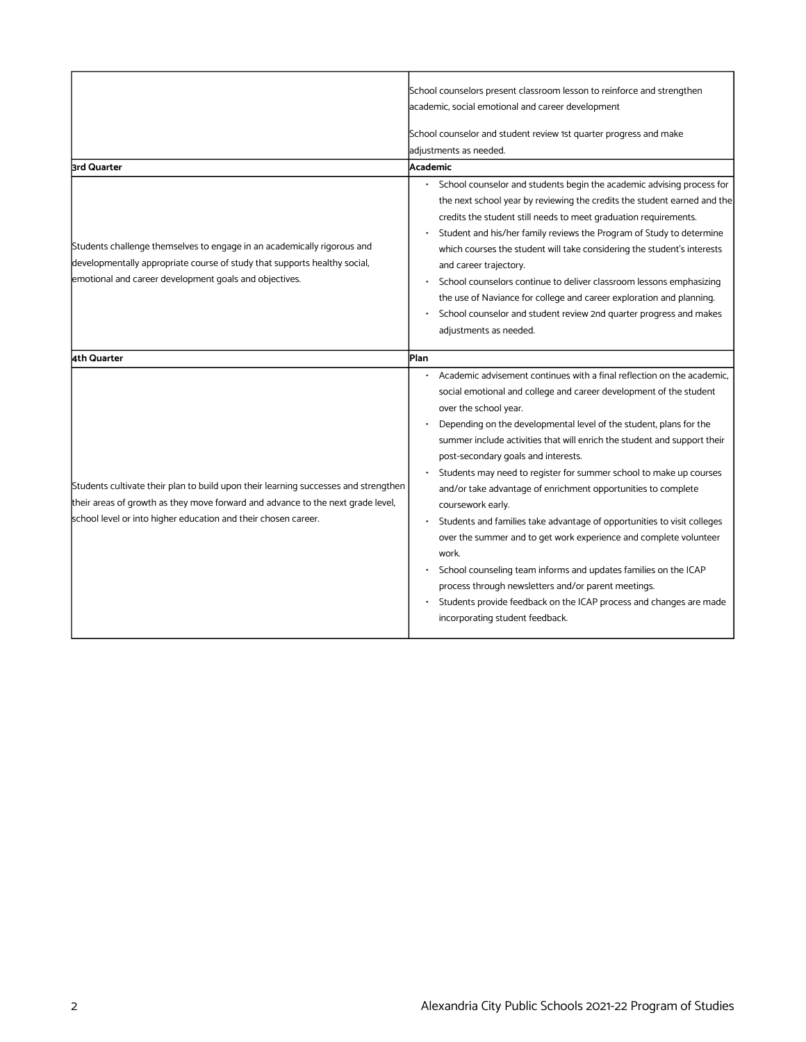| | |
|---|---|
| | School counselors present classroom lesson to reinforce and strengthen academic, social emotional and career development<br><br>School counselor and student review 1st quarter progress and make adjustments as needed. |
| **3rd Quarter** | **Academic** |
| Students challenge themselves to engage in an academically rigorous and developmentally appropriate course of study that supports healthy social, emotional and career development goals and objectives. | • School counselor and students begin the academic advising process for the next school year by reviewing the credits the student earned and the credits the student still needs to meet graduation requirements.<br>• Student and his/her family reviews the Program of Study to determine which courses the student will take considering the student's interests and career trajectory.<br>• School counselors continue to deliver classroom lessons emphasizing the use of Naviance for college and career exploration and planning.<br>• School counselor and student review 2nd quarter progress and makes adjustments as needed. |
| **4th Quarter** | **Plan** |
| Students cultivate their plan to build upon their learning successes and strengthen their areas of growth as they move forward and advance to the next grade level, school level or into higher education and their chosen career. | • Academic advisement continues with a final reflection on the academic, social emotional and college and career development of the student over the school year.<br>• Depending on the developmental level of the student, plans for the summer include activities that will enrich the student and support their post-secondary goals and interests.<br>• Students may need to register for summer school to make up courses and/or take advantage of enrichment opportunities to complete coursework early.<br>• Students and families take advantage of opportunities to visit colleges over the summer and to get work experience and complete volunteer work.<br>• School counseling team informs and updates families on the ICAP process through newsletters and/or parent meetings.<br>• Students provide feedback on the ICAP process and changes are made incorporating student feedback. |